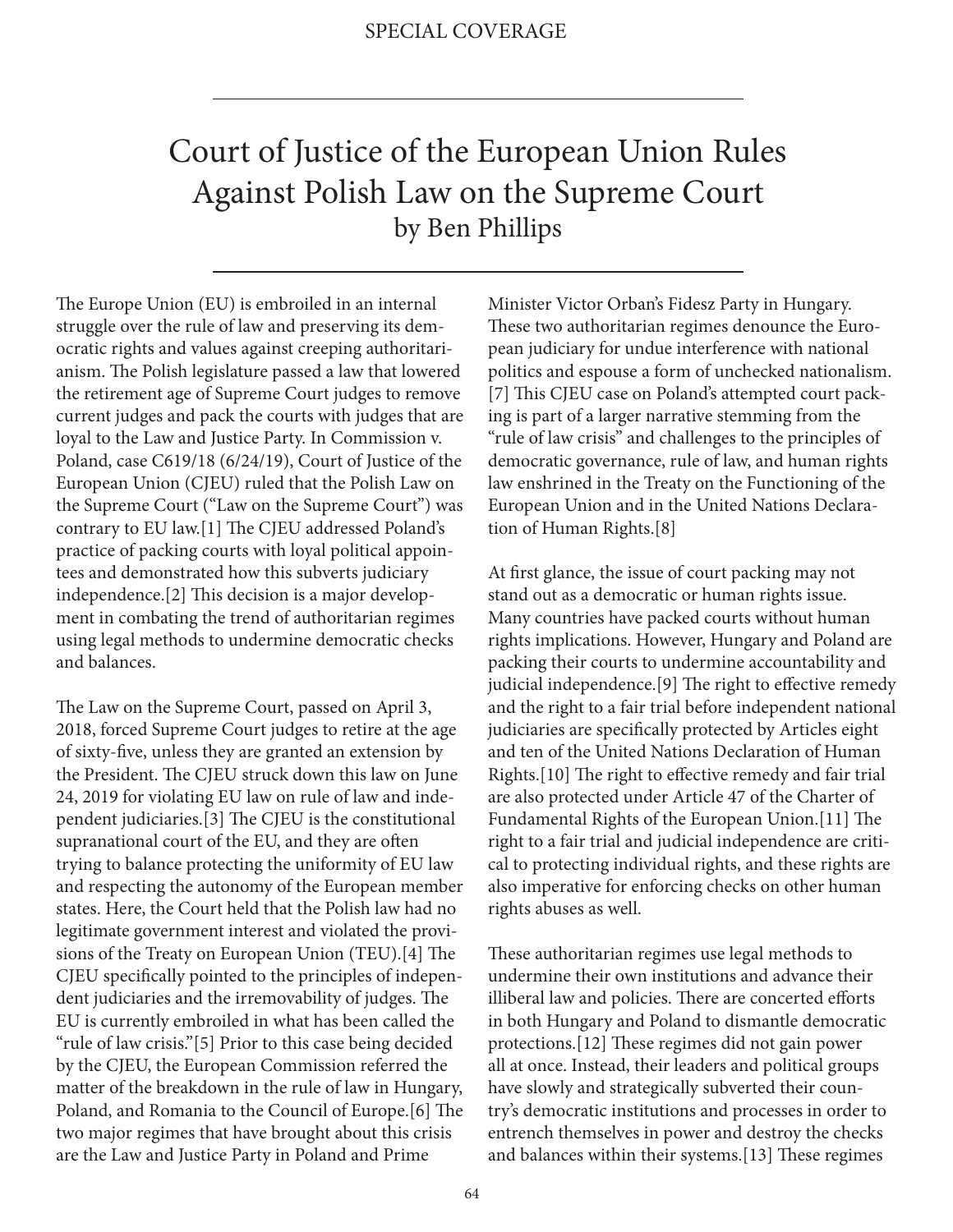SPECIAL COVERAGE

# Court of Justice of the European Union Rules Against Polish Law on the Supreme Court

by Ben Phillips

The Europe Union (EU) is embroiled in an internal struggle over the rule of law and preserving its democratic rights and values against creeping authoritarianism. The Polish legislature passed a law that lowered the retirement age of Supreme Court judges to remove current judges and pack the courts with judges that are loyal to the Law and Justice Party. In Commission v. Poland, case C619/18 (6/24/19), Court of Justice of the European Union (CJEU) ruled that the Polish Law on the Supreme Court ("Law on the Supreme Court") was contrary to EU law.[1] The CJEU addressed Poland's practice of packing courts with loyal political appointees and demonstrated how this subverts judiciary independence.[2] This decision is a major development in combating the trend of authoritarian regimes using legal methods to undermine democratic checks and balances.

The Law on the Supreme Court, passed on April 3, 2018, forced Supreme Court judges to retire at the age of sixty-five, unless they are granted an extension by the President. The CJEU struck down this law on June 24, 2019 for violating EU law on rule of law and independent judiciaries.[3] The CJEU is the constitutional supranational court of the EU, and they are often trying to balance protecting the uniformity of EU law and respecting the autonomy of the European member states. Here, the Court held that the Polish law had no legitimate government interest and violated the provisions of the Treaty on European Union (TEU).[4] The CJEU specifically pointed to the principles of independent judiciaries and the irremovability of judges. The EU is currently embroiled in what has been called the "rule of law crisis."[5] Prior to this case being decided by the CJEU, the European Commission referred the matter of the breakdown in the rule of law in Hungary, Poland, and Romania to the Council of Europe.[6] The two major regimes that have brought about this crisis are the Law and Justice Party in Poland and Prime Minister Victor Orban's Fidesz Party in Hungary. These two authoritarian regimes denounce the European judiciary for undue interference with national politics and espouse a form of unchecked nationalism.[7] This CJEU case on Poland's attempted court packing is part of a larger narrative stemming from the "rule of law crisis" and challenges to the principles of democratic governance, rule of law, and human rights law enshrined in the Treaty on the Functioning of the European Union and in the United Nations Declaration of Human Rights.[8]

At first glance, the issue of court packing may not stand out as a democratic or human rights issue. Many countries have packed courts without human rights implications. However, Hungary and Poland are packing their courts to undermine accountability and judicial independence.[9] The right to effective remedy and the right to a fair trial before independent national judiciaries are specifically protected by Articles eight and ten of the United Nations Declaration of Human Rights.[10] The right to effective remedy and fair trial are also protected under Article 47 of the Charter of Fundamental Rights of the European Union.[11] The right to a fair trial and judicial independence are critical to protecting individual rights, and these rights are also imperative for enforcing checks on other human rights abuses as well.

These authoritarian regimes use legal methods to undermine their own institutions and advance their illiberal law and policies. There are concerted efforts in both Hungary and Poland to dismantle democratic protections.[12] These regimes did not gain power all at once. Instead, their leaders and political groups have slowly and strategically subverted their country's democratic institutions and processes in order to entrench themselves in power and destroy the checks and balances within their systems.[13] These regimes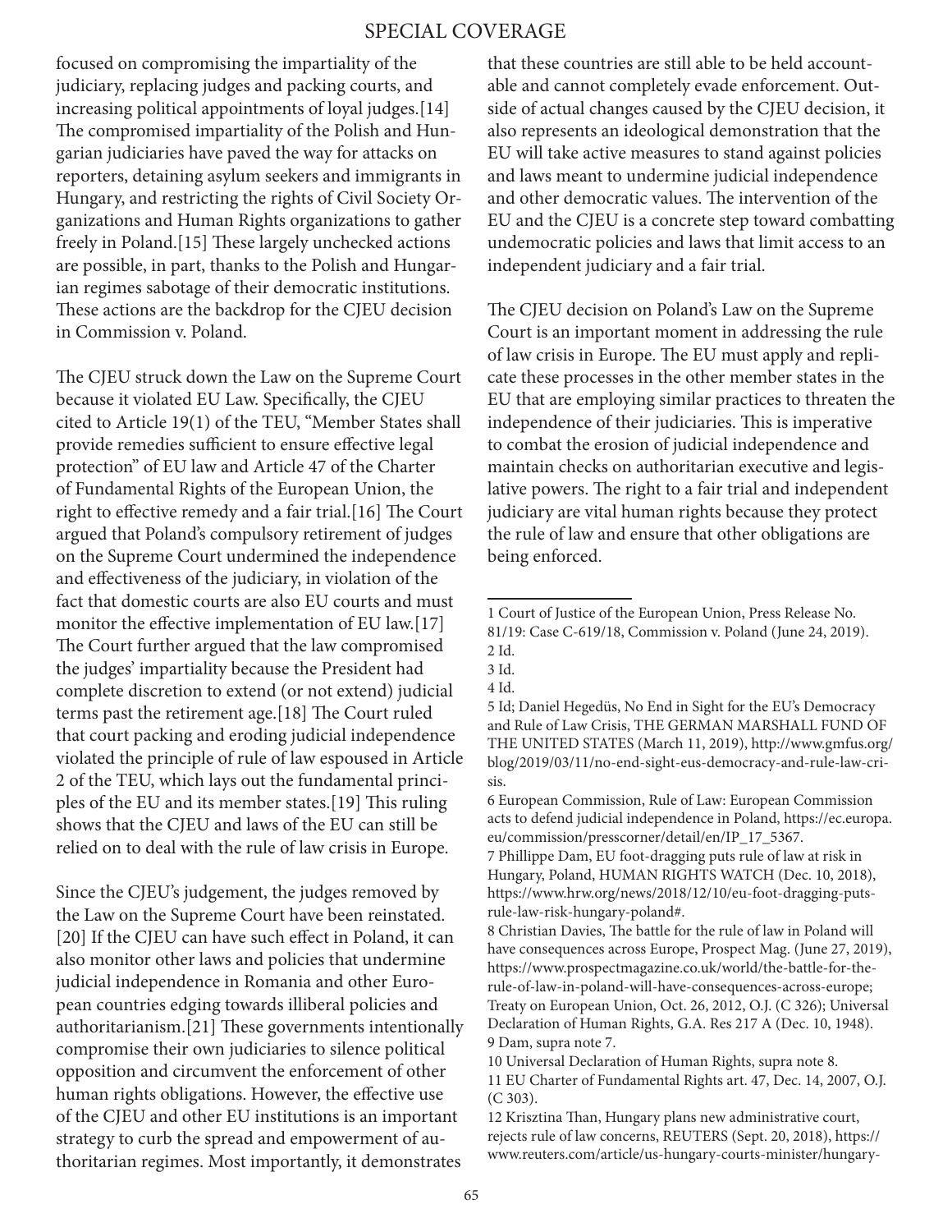focused on compromising the impartiality of the judiciary, replacing judges and packing courts, and increasing political appointments of loyal judges.[14] The compromised impartiality of the Polish and Hungarian judiciaries have paved the way for attacks on reporters, detaining asylum seekers and immigrants in Hungary, and restricting the rights of Civil Society Organizations and Human Rights organizations to gather freely in Poland.[15] These largely unchecked actions are possible, in part, thanks to the Polish and Hungarian regimes sabotage of their democratic institutions. These actions are the backdrop for the CJEU decision in Commission v. Poland.

The CJEU struck down the Law on the Supreme Court because it violated EU Law. Specifically, the CJEU cited to Article 19(1) of the TEU, "Member States shall provide remedies sufficient to ensure effective legal protection" of EU law and Article 47 of the Charter of Fundamental Rights of the European Union, the right to effective remedy and a fair trial.[16] The Court argued that Poland's compulsory retirement of judges on the Supreme Court undermined the independence and effectiveness of the judiciary, in violation of the fact that domestic courts are also EU courts and must monitor the effective implementation of EU law.[17] The Court further argued that the law compromised the judges' impartiality because the President had complete discretion to extend (or not extend) judicial terms past the retirement age.[18] The Court ruled that court packing and eroding judicial independence violated the principle of rule of law espoused in Article 2 of the TEU, which lays out the fundamental principles of the EU and its member states.[19] This ruling shows that the CJEU and laws of the EU can still be relied on to deal with the rule of law crisis in Europe.

Since the CJEU's judgement, the judges removed by the Law on the Supreme Court have been reinstated.[20] If the CJEU can have such effect in Poland, it can also monitor other laws and policies that undermine judicial independence in Romania and other European countries edging towards illiberal policies and authoritarianism.[21] These governments intentionally compromise their own judiciaries to silence political opposition and circumvent the enforcement of other human rights obligations. However, the effective use of the CJEU and other EU institutions is an important strategy to curb the spread and empowerment of authoritarian regimes. Most importantly, it demonstrates that these countries are still able to be held accountable and cannot completely evade enforcement. Outside of actual changes caused by the CJEU decision, it also represents an ideological demonstration that the EU will take active measures to stand against policies and laws meant to undermine judicial independence and other democratic values. The intervention of the EU and the CJEU is a concrete step toward combatting undemocratic policies and laws that limit access to an independent judiciary and a fair trial.

The CJEU decision on Poland's Law on the Supreme Court is an important moment in addressing the rule of law crisis in Europe. The EU must apply and replicate these processes in the other member states in the EU that are employing similar practices to threaten the independence of their judiciaries. This is imperative to combat the erosion of judicial independence and maintain checks on authoritarian executive and legislative powers. The right to a fair trial and independent judiciary are vital human rights because they protect the rule of law and ensure that other obligations are being enforced.

---

1 Court of Justice of the European Union, Press Release No. 81/19: Case C-619/18, Commission v. Poland (June 24, 2019).
2 Id.
3 Id.
4 Id.
5 Id; Daniel Hegedüs, No End in Sight for the EU's Democracy and Rule of Law Crisis, THE GERMAN MARSHALL FUND OF THE UNITED STATES (March 11, 2019), http://www.gmfus.org/blog/2019/03/11/no-end-sight-eus-democracy-and-rule-law-crisis.
6 European Commission, Rule of Law: European Commission acts to defend judicial independence in Poland, https://ec.europa.eu/commission/presscorner/detail/en/IP_17_5367.
7 Phillippe Dam, EU foot-dragging puts rule of law at risk in Hungary, Poland, HUMAN RIGHTS WATCH (Dec. 10, 2018), https://www.hrw.org/news/2018/12/10/eu-foot-dragging-puts-rule-law-risk-hungary-poland#.
8 Christian Davies, The battle for the rule of law in Poland will have consequences across Europe, Prospect Mag. (June 27, 2019), https://www.prospectmagazine.co.uk/world/the-battle-for-the-rule-of-law-in-poland-will-have-consequences-across-europe; Treaty on European Union, Oct. 26, 2012, O.J. (C 326); Universal Declaration of Human Rights, G.A. Res 217 A (Dec. 10, 1948).
9 Dam, supra note 7.
10 Universal Declaration of Human Rights, supra note 8.
11 EU Charter of Fundamental Rights art. 47, Dec. 14, 2007, O.J. (C 303).
12 Krisztina Than, Hungary plans new administrative court, rejects rule of law concerns, REUTERS (Sept. 20, 2018), https://www.reuters.com/article/us-hungary-courts-minister/hungary-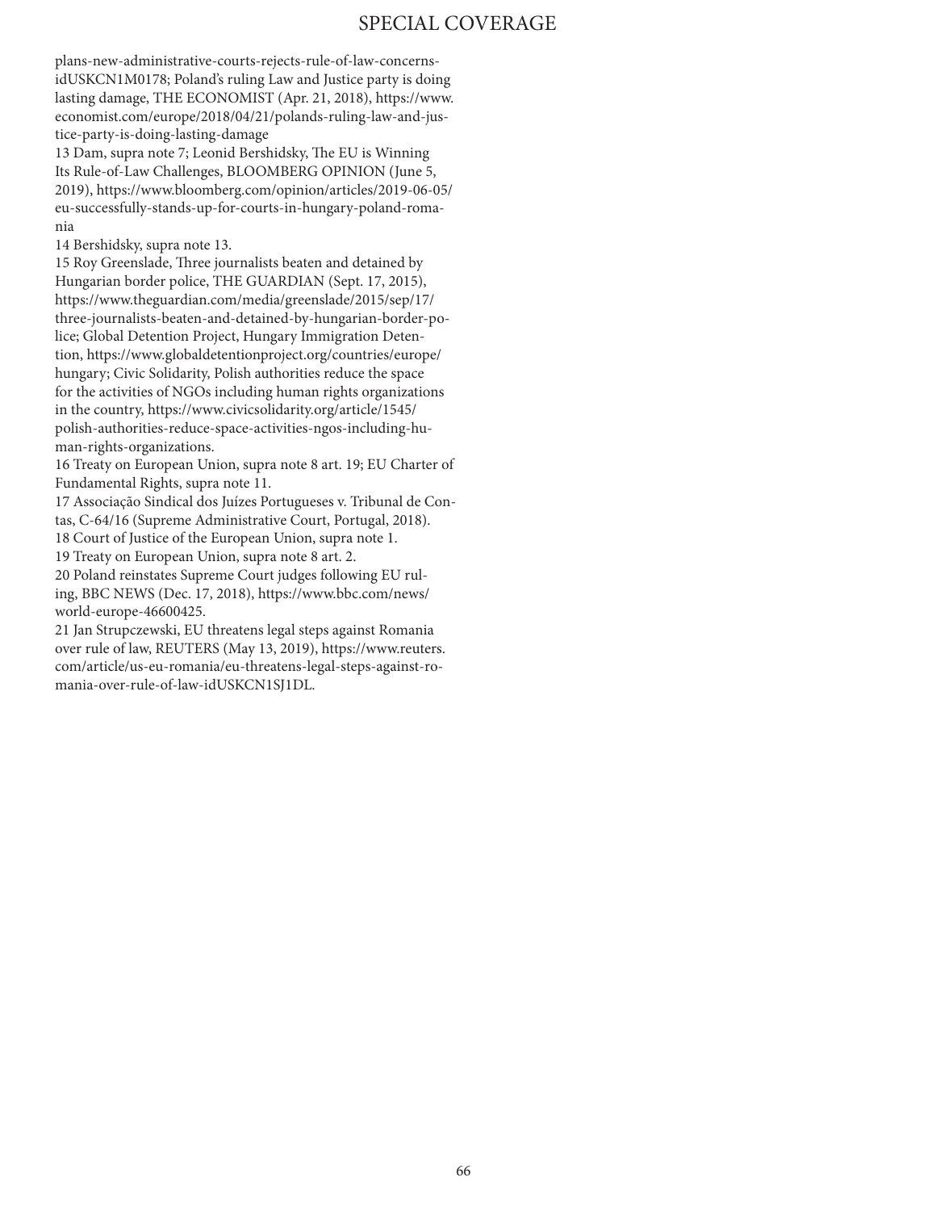plans-new-administrative-courts-rejects-rule-of-law-concerns-idUSKCN1M0178; Poland's ruling Law and Justice party is doing lasting damage, THE ECONOMIST (Apr. 21, 2018), https://www.economist.com/europe/2018/04/21/polands-ruling-law-and-justice-party-is-doing-lasting-damage

13 Dam, supra note 7; Leonid Bershidsky, The EU is Winning Its Rule-of-Law Challenges, BLOOMBERG OPINION (June 5, 2019), https://www.bloomberg.com/opinion/articles/2019-06-05/eu-successfully-stands-up-for-courts-in-hungary-poland-romania

14 Bershidsky, supra note 13.

15 Roy Greenslade, Three journalists beaten and detained by Hungarian border police, THE GUARDIAN (Sept. 17, 2015), https://www.theguardian.com/media/greenslade/2015/sep/17/three-journalists-beaten-and-detained-by-hungarian-border-police; Global Detention Project, Hungary Immigration Detention, https://www.globaldetentionproject.org/countries/europe/hungary; Civic Solidarity, Polish authorities reduce the space for the activities of NGOs including human rights organizations in the country, https://www.civicsolidarity.org/article/1545/polish-authorities-reduce-space-activities-ngos-including-human-rights-organizations.

16 Treaty on European Union, supra note 8 art. 19; EU Charter of Fundamental Rights, supra note 11.

17 Associação Sindical dos Juízes Portugueses v. Tribunal de Contas, C-64/16 (Supreme Administrative Court, Portugal, 2018).

18 Court of Justice of the European Union, supra note 1.

19 Treaty on European Union, supra note 8 art. 2.

20 Poland reinstates Supreme Court judges following EU ruling, BBC NEWS (Dec. 17, 2018), https://www.bbc.com/news/world-europe-46600425.

21 Jan Strupczewski, EU threatens legal steps against Romania over rule of law, REUTERS (May 13, 2019), https://www.reuters.com/article/us-eu-romania/eu-threatens-legal-steps-against-romania-over-rule-of-law-idUSKCN1SJ1DL.